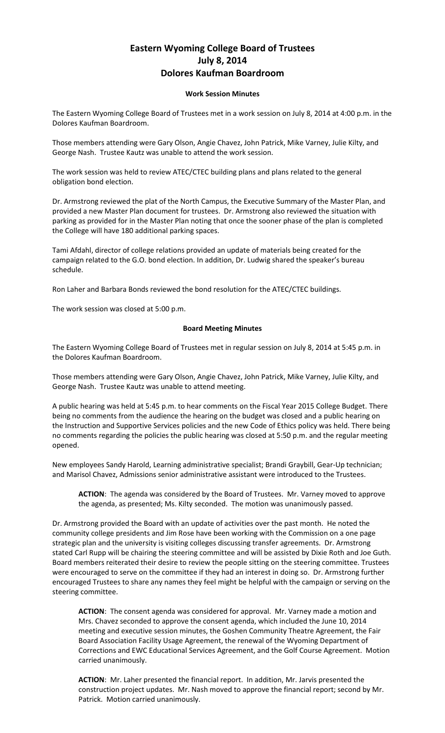# Eastern Wyoming College Board of Trustees
# July 8, 2014
# Dolores Kaufman Boardroom

### Work Session Minutes

The Eastern Wyoming College Board of Trustees met in a work session on July 8, 2014 at 4:00 p.m. in the Dolores Kaufman Boardroom.

Those members attending were Gary Olson, Angie Chavez, John Patrick, Mike Varney, Julie Kilty, and George Nash. Trustee Kautz was unable to attend the work session.

The work session was held to review ATEC/CTEC building plans and plans related to the general obligation bond election.

Dr. Armstrong reviewed the plat of the North Campus, the Executive Summary of the Master Plan, and provided a new Master Plan document for trustees. Dr. Armstrong also reviewed the situation with parking as provided for in the Master Plan noting that once the sooner phase of the plan is completed the College will have 180 additional parking spaces.

Tami Afdahl, director of college relations provided an update of materials being created for the campaign related to the G.O. bond election. In addition, Dr. Ludwig shared the speaker's bureau schedule.

Ron Laher and Barbara Bonds reviewed the bond resolution for the ATEC/CTEC buildings.

The work session was closed at 5:00 p.m.

### Board Meeting Minutes

The Eastern Wyoming College Board of Trustees met in regular session on July 8, 2014 at 5:45 p.m. in the Dolores Kaufman Boardroom.

Those members attending were Gary Olson, Angie Chavez, John Patrick, Mike Varney, Julie Kilty, and George Nash. Trustee Kautz was unable to attend meeting.

A public hearing was held at 5:45 p.m. to hear comments on the Fiscal Year 2015 College Budget. There being no comments from the audience the hearing on the budget was closed and a public hearing on the Instruction and Supportive Services policies and the new Code of Ethics policy was held. There being no comments regarding the policies the public hearing was closed at 5:50 p.m. and the regular meeting opened.

New employees Sandy Harold, Learning administrative specialist; Brandi Graybill, Gear-Up technician; and Marisol Chavez, Admissions senior administrative assistant were introduced to the Trustees.

> **ACTION**: The agenda was considered by the Board of Trustees. Mr. Varney moved to approve the agenda, as presented; Ms. Kilty seconded. The motion was unanimously passed.

Dr. Armstrong provided the Board with an update of activities over the past month. He noted the community college presidents and Jim Rose have been working with the Commission on a one page strategic plan and the university is visiting colleges discussing transfer agreements. Dr. Armstrong stated Carl Rupp will be chairing the steering committee and will be assisted by Dixie Roth and Joe Guth. Board members reiterated their desire to review the people sitting on the steering committee. Trustees were encouraged to serve on the committee if they had an interest in doing so. Dr. Armstrong further encouraged Trustees to share any names they feel might be helpful with the campaign or serving on the steering committee.

> **ACTION**: The consent agenda was considered for approval. Mr. Varney made a motion and Mrs. Chavez seconded to approve the consent agenda, which included the June 10, 2014 meeting and executive session minutes, the Goshen Community Theatre Agreement, the Fair Board Association Facility Usage Agreement, the renewal of the Wyoming Department of Corrections and EWC Educational Services Agreement, and the Golf Course Agreement. Motion carried unanimously.

> **ACTION**: Mr. Laher presented the financial report. In addition, Mr. Jarvis presented the construction project updates. Mr. Nash moved to approve the financial report; second by Mr. Patrick. Motion carried unanimously.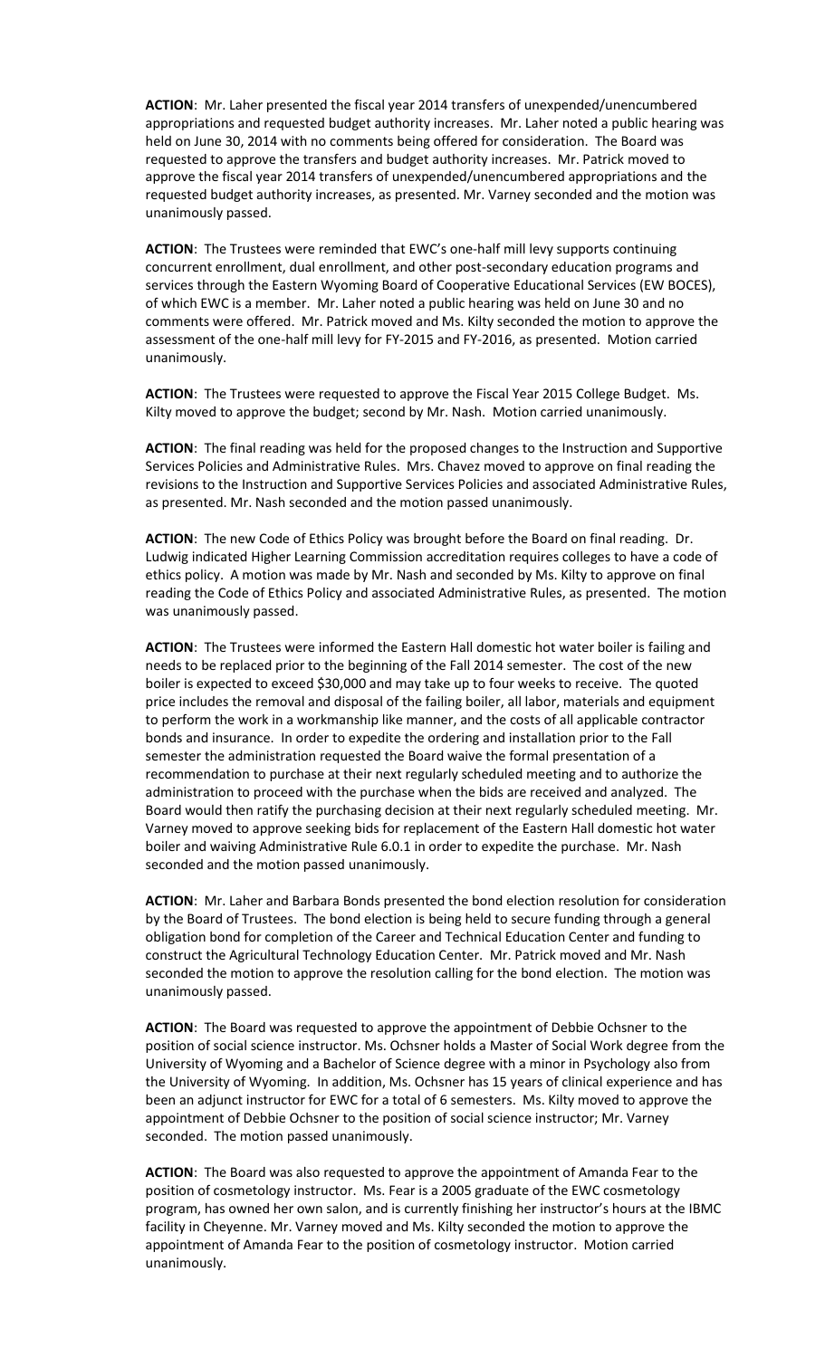**ACTION**: Mr. Laher presented the fiscal year 2014 transfers of unexpended/unencumbered appropriations and requested budget authority increases. Mr. Laher noted a public hearing was held on June 30, 2014 with no comments being offered for consideration. The Board was requested to approve the transfers and budget authority increases. Mr. Patrick moved to approve the fiscal year 2014 transfers of unexpended/unencumbered appropriations and the requested budget authority increases, as presented. Mr. Varney seconded and the motion was unanimously passed.

**ACTION**: The Trustees were reminded that EWC's one-half mill levy supports continuing concurrent enrollment, dual enrollment, and other post-secondary education programs and services through the Eastern Wyoming Board of Cooperative Educational Services (EW BOCES), of which EWC is a member. Mr. Laher noted a public hearing was held on June 30 and no comments were offered. Mr. Patrick moved and Ms. Kilty seconded the motion to approve the assessment of the one-half mill levy for FY-2015 and FY-2016, as presented. Motion carried unanimously.

**ACTION**: The Trustees were requested to approve the Fiscal Year 2015 College Budget. Ms. Kilty moved to approve the budget; second by Mr. Nash. Motion carried unanimously.

**ACTION**: The final reading was held for the proposed changes to the Instruction and Supportive Services Policies and Administrative Rules. Mrs. Chavez moved to approve on final reading the revisions to the Instruction and Supportive Services Policies and associated Administrative Rules, as presented. Mr. Nash seconded and the motion passed unanimously.

**ACTION**: The new Code of Ethics Policy was brought before the Board on final reading. Dr. Ludwig indicated Higher Learning Commission accreditation requires colleges to have a code of ethics policy. A motion was made by Mr. Nash and seconded by Ms. Kilty to approve on final reading the Code of Ethics Policy and associated Administrative Rules, as presented. The motion was unanimously passed.

**ACTION**: The Trustees were informed the Eastern Hall domestic hot water boiler is failing and needs to be replaced prior to the beginning of the Fall 2014 semester. The cost of the new boiler is expected to exceed $30,000 and may take up to four weeks to receive. The quoted price includes the removal and disposal of the failing boiler, all labor, materials and equipment to perform the work in a workmanship like manner, and the costs of all applicable contractor bonds and insurance. In order to expedite the ordering and installation prior to the Fall semester the administration requested the Board waive the formal presentation of a recommendation to purchase at their next regularly scheduled meeting and to authorize the administration to proceed with the purchase when the bids are received and analyzed. The Board would then ratify the purchasing decision at their next regularly scheduled meeting. Mr. Varney moved to approve seeking bids for replacement of the Eastern Hall domestic hot water boiler and waiving Administrative Rule 6.0.1 in order to expedite the purchase. Mr. Nash seconded and the motion passed unanimously.

**ACTION**: Mr. Laher and Barbara Bonds presented the bond election resolution for consideration by the Board of Trustees. The bond election is being held to secure funding through a general obligation bond for completion of the Career and Technical Education Center and funding to construct the Agricultural Technology Education Center. Mr. Patrick moved and Mr. Nash seconded the motion to approve the resolution calling for the bond election. The motion was unanimously passed.

**ACTION**: The Board was requested to approve the appointment of Debbie Ochsner to the position of social science instructor. Ms. Ochsner holds a Master of Social Work degree from the University of Wyoming and a Bachelor of Science degree with a minor in Psychology also from the University of Wyoming. In addition, Ms. Ochsner has 15 years of clinical experience and has been an adjunct instructor for EWC for a total of 6 semesters. Ms. Kilty moved to approve the appointment of Debbie Ochsner to the position of social science instructor; Mr. Varney seconded. The motion passed unanimously.

**ACTION**: The Board was also requested to approve the appointment of Amanda Fear to the position of cosmetology instructor. Ms. Fear is a 2005 graduate of the EWC cosmetology program, has owned her own salon, and is currently finishing her instructor's hours at the IBMC facility in Cheyenne. Mr. Varney moved and Ms. Kilty seconded the motion to approve the appointment of Amanda Fear to the position of cosmetology instructor. Motion carried unanimously.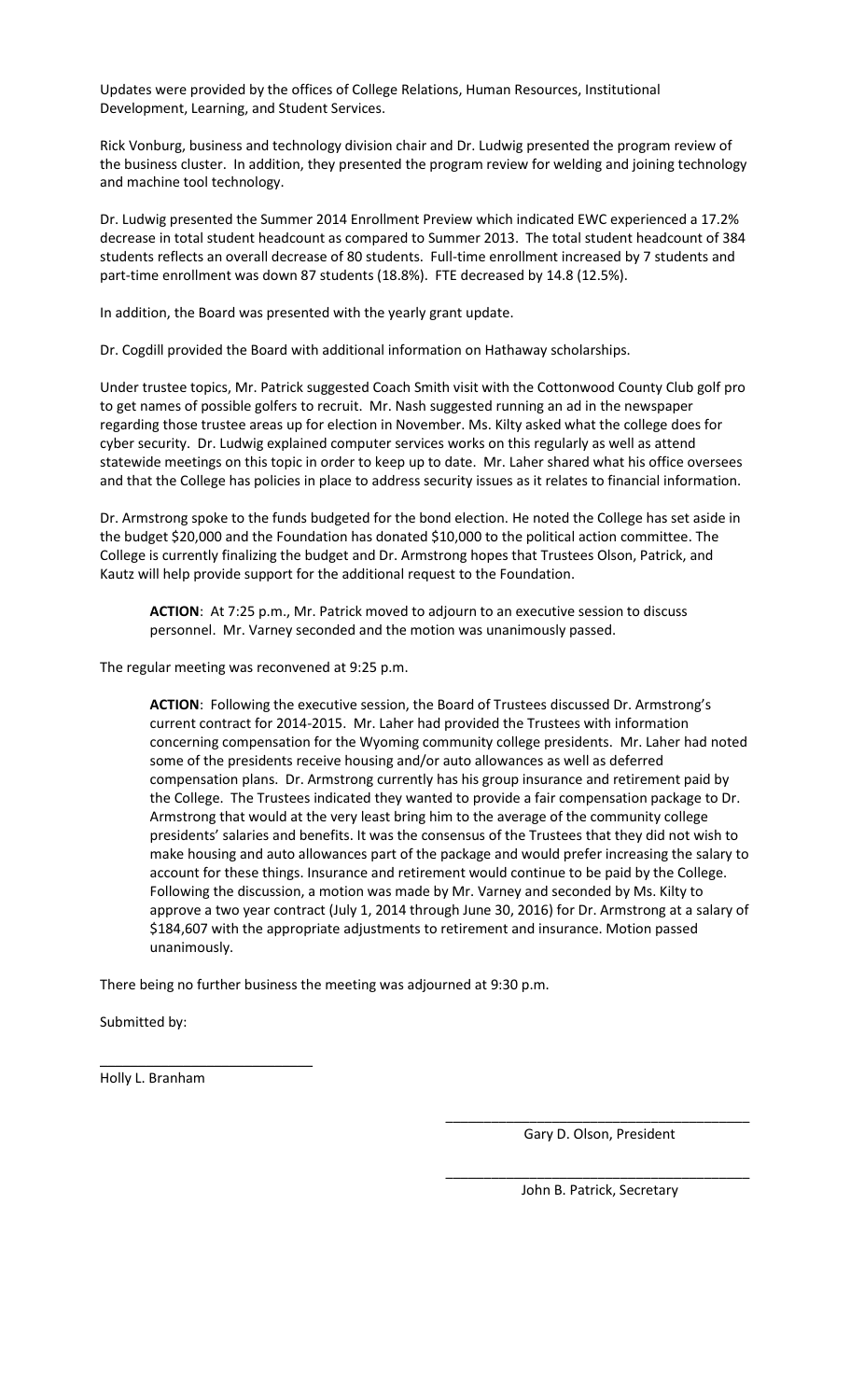Updates were provided by the offices of College Relations, Human Resources, Institutional Development, Learning, and Student Services.

Rick Vonburg, business and technology division chair and Dr. Ludwig presented the program review of the business cluster. In addition, they presented the program review for welding and joining technology and machine tool technology.

Dr. Ludwig presented the Summer 2014 Enrollment Preview which indicated EWC experienced a 17.2% decrease in total student headcount as compared to Summer 2013. The total student headcount of 384 students reflects an overall decrease of 80 students. Full-time enrollment increased by 7 students and part-time enrollment was down 87 students (18.8%). FTE decreased by 14.8 (12.5%).

In addition, the Board was presented with the yearly grant update.

Dr. Cogdill provided the Board with additional information on Hathaway scholarships.

Under trustee topics, Mr. Patrick suggested Coach Smith visit with the Cottonwood County Club golf pro to get names of possible golfers to recruit. Mr. Nash suggested running an ad in the newspaper regarding those trustee areas up for election in November. Ms. Kilty asked what the college does for cyber security. Dr. Ludwig explained computer services works on this regularly as well as attend statewide meetings on this topic in order to keep up to date. Mr. Laher shared what his office oversees and that the College has policies in place to address security issues as it relates to financial information.

Dr. Armstrong spoke to the funds budgeted for the bond election. He noted the College has set aside in the budget $20,000 and the Foundation has donated $10,000 to the political action committee. The College is currently finalizing the budget and Dr. Armstrong hopes that Trustees Olson, Patrick, and Kautz will help provide support for the additional request to the Foundation.

> **ACTION**: At 7:25 p.m., Mr. Patrick moved to adjourn to an executive session to discuss personnel. Mr. Varney seconded and the motion was unanimously passed.

The regular meeting was reconvened at 9:25 p.m.

> **ACTION**: Following the executive session, the Board of Trustees discussed Dr. Armstrong's current contract for 2014-2015. Mr. Laher had provided the Trustees with information concerning compensation for the Wyoming community college presidents. Mr. Laher had noted some of the presidents receive housing and/or auto allowances as well as deferred compensation plans. Dr. Armstrong currently has his group insurance and retirement paid by the College. The Trustees indicated they wanted to provide a fair compensation package to Dr. Armstrong that would at the very least bring him to the average of the community college presidents' salaries and benefits. It was the consensus of the Trustees that they did not wish to make housing and auto allowances part of the package and would prefer increasing the salary to account for these things. Insurance and retirement would continue to be paid by the College. Following the discussion, a motion was made by Mr. Varney and seconded by Ms. Kilty to approve a two year contract (July 1, 2014 through June 30, 2016) for Dr. Armstrong at a salary of $184,607 with the appropriate adjustments to retirement and insurance. Motion passed unanimously.

There being no further business the meeting was adjourned at 9:30 p.m.

Submitted by:

\_\_\_\_\_\_\_\_\_\_\_\_\_\_\_\_\_\_\_\_\_\_\_\_\_\_\_\_

Holly L. Branham

\_\_\_\_\_\_\_\_\_\_\_\_\_\_\_\_\_\_\_\_\_\_\_\_\_\_\_\_\_\_\_\_\_\_\_\_\_\_\_\_

Gary D. Olson, President

\_\_\_\_\_\_\_\_\_\_\_\_\_\_\_\_\_\_\_\_\_\_\_\_\_\_\_\_\_\_\_\_\_\_\_\_\_\_\_\_

John B. Patrick, Secretary